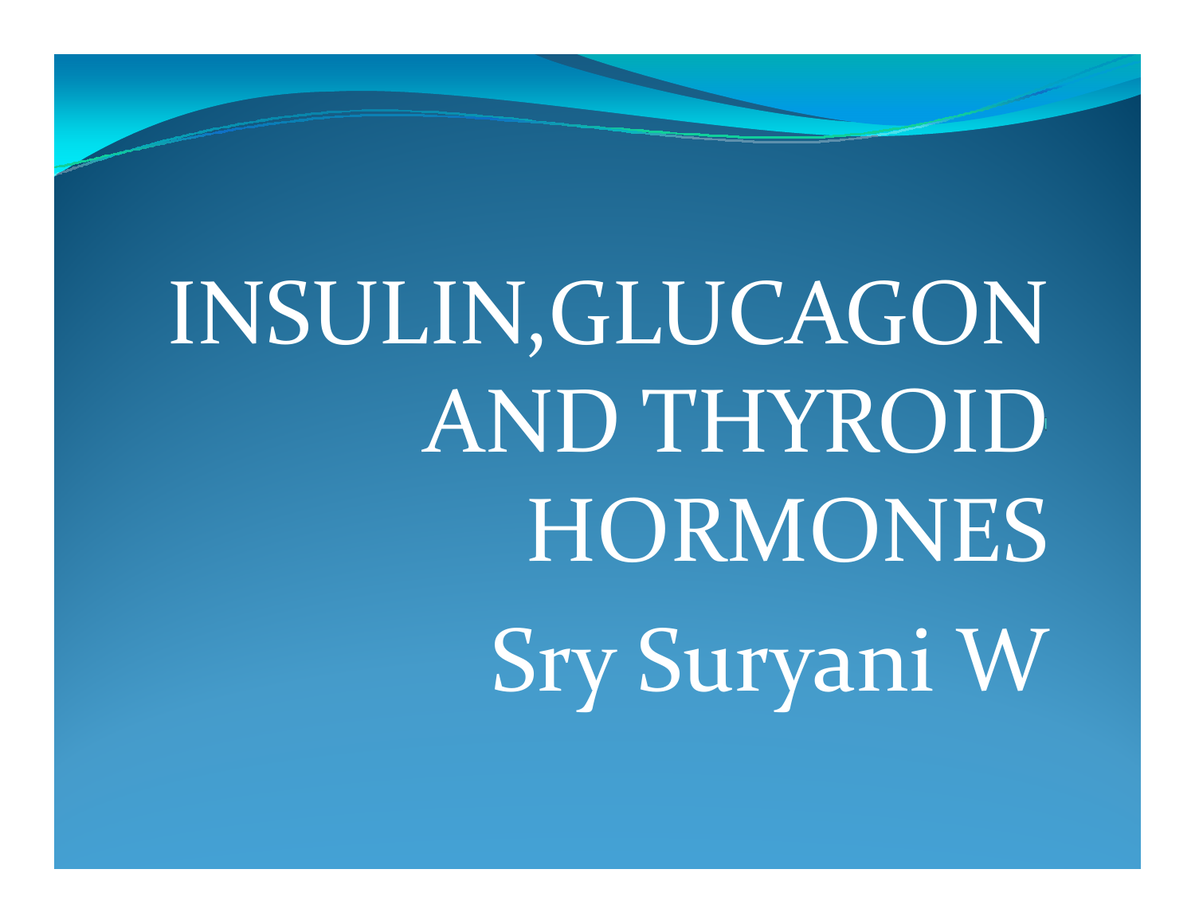# INSULIN,GLUCAGON AND THYROID HORMONES

Sry Suryani W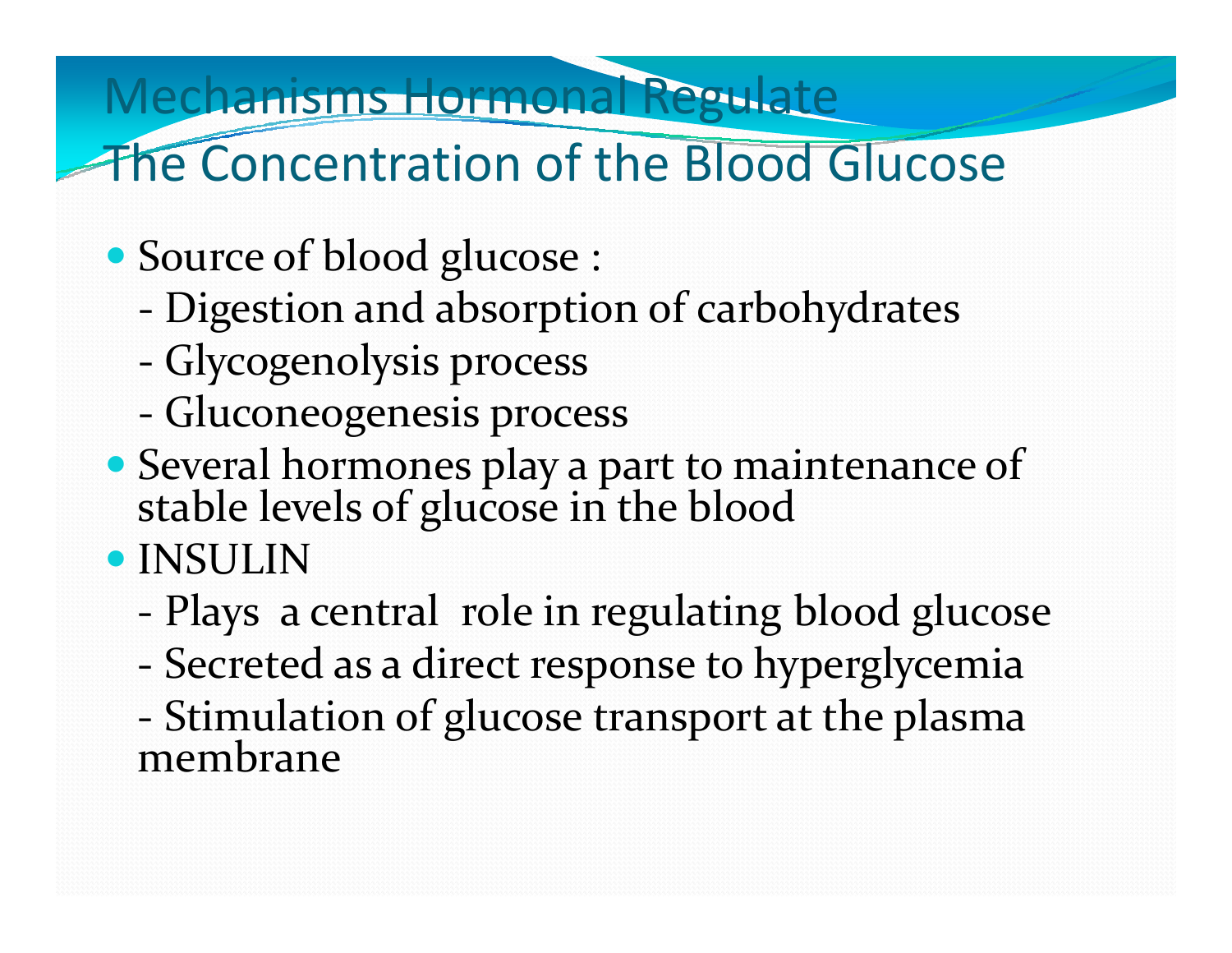# Mechanisms Hormonal Regulate The Concentration of the Blood Glucose

- Source of blood glucose :
  - Digestion and absorption of carbohydrates
  - Glycogenolysis process
  - Gluconeogenesis process
- Several hormones play a part to maintenance of stable levels of glucose in the blood
- INSULIN
  - Plays a central role in regulating blood glucose
  - Secreted as a direct response to hyperglycemia
  - Stimulation of glucose transport at the plasma membrane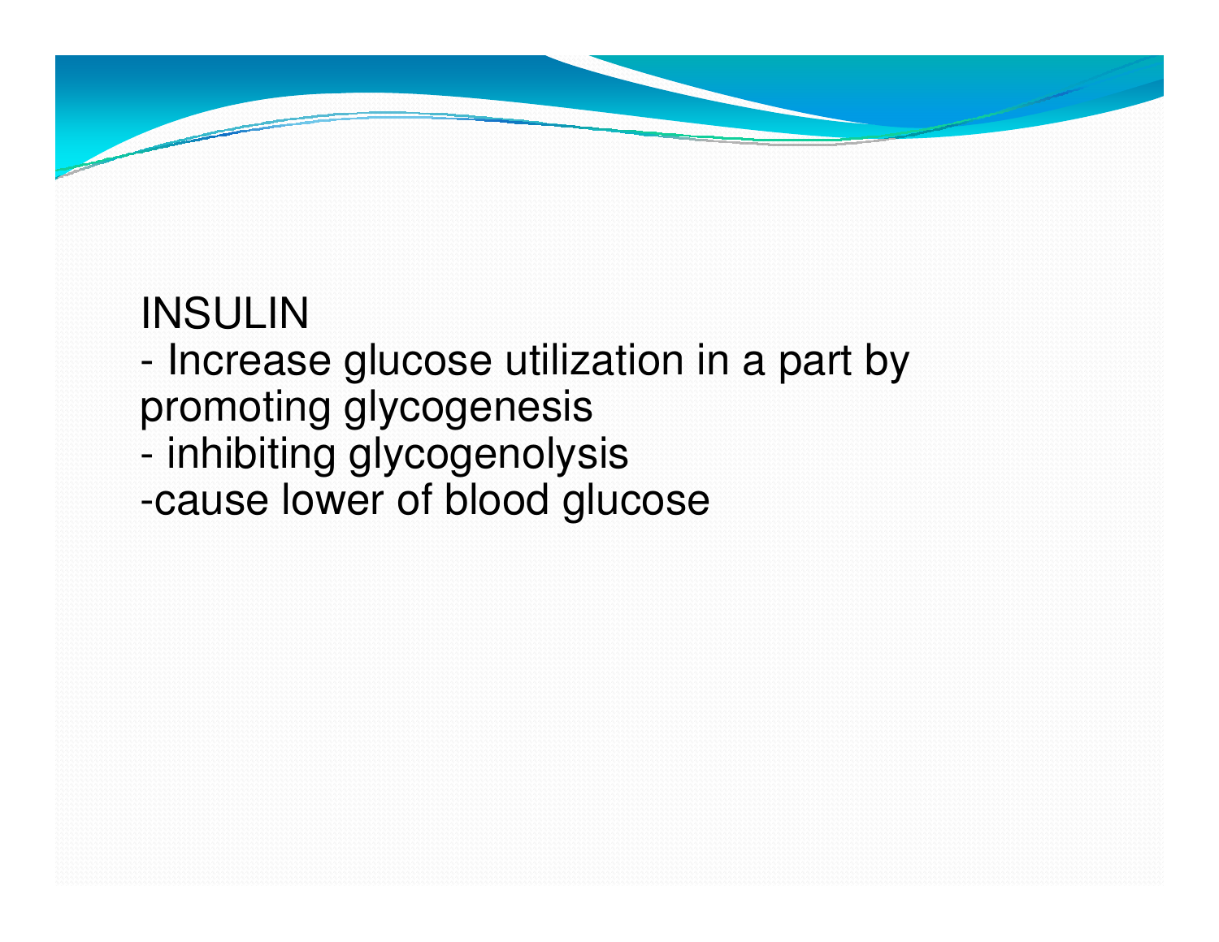INSULIN

- Increase glucose utilization in a part by promoting glycogenesis
- inhibiting glycogenolysis
- cause lower of blood glucose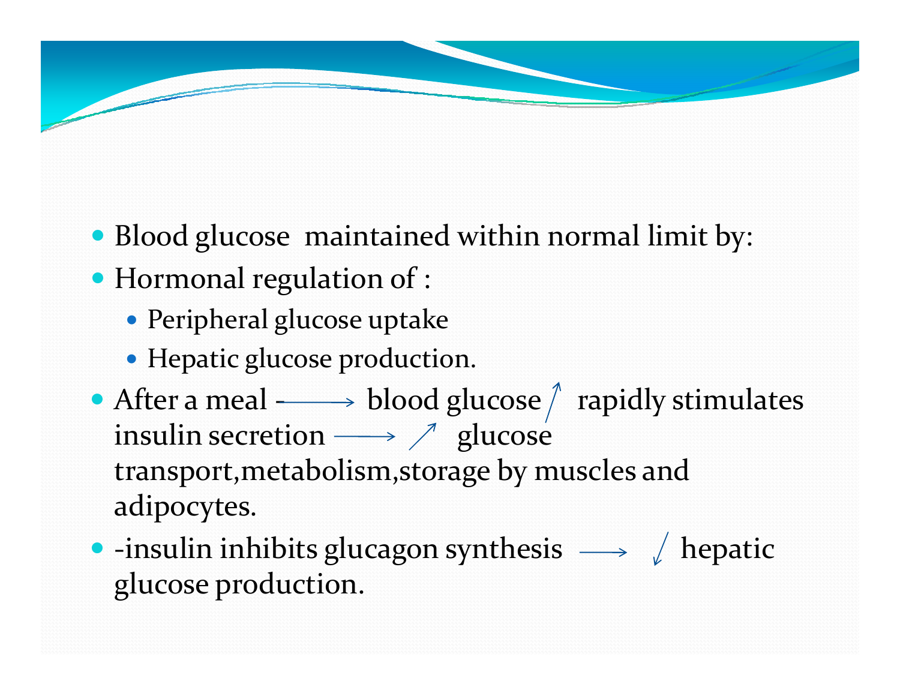- Blood glucose maintained within normal limit by:
- Hormonal regulation of :
  - Peripheral glucose uptake
  - Hepatic glucose production.
- After a meal → blood glucose ↑ rapidly stimulates insulin secretion → ↑ glucose transport,metabolism,storage by muscles and adipocytes.
- -insulin inhibits glucagon synthesis → ↓ hepatic glucose production.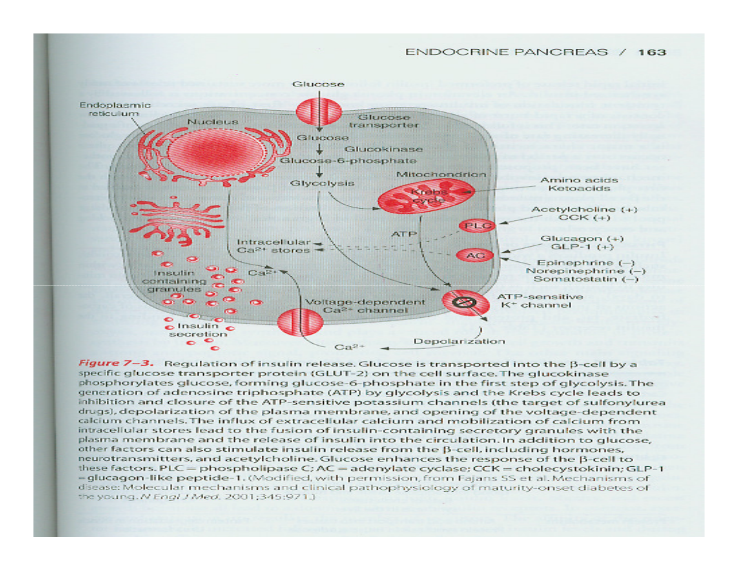Glucose

Endoplasmic reticulum

Nucleus

Glucose transporter

Glucose

Glucokinase

Glucose-6-phosphate

Mitochondrion

Glycolysis

Krebs cycle

Amino acids
Ketoacids

Acetylcholine (+)
CCK (+)

PLC

ATP

Intracellular $Ca^{2+}$ stores

Glucagon (+)
GLP-1 (+)

AC

Epinephrine (−)
Norepinephrine (−)
Somatostatin (−)

Insulin containing granules

$Ca^{2+}$

Voltage-dependent $Ca^{2+}$ channel

ATP-sensitive $K^+$ channel

Insulin secretion

Depolarization

$Ca^{2+}$

***Figure 7–3.*** Regulation of insulin release. Glucose is transported into the β-cell by a specific glucose transporter protein (GLUT-2) on the cell surface. The glucokinase phosphorylates glucose, forming glucose-6-phosphate in the first step of glycolysis. The generation of adenosine triphosphate (ATP) by glycolysis and the Krebs cycle leads to inhibition and closure of the ATP-sensitive potassium channels (the target of sulfonylurea drugs), depolarization of the plasma membrane, and opening of the voltage-dependent calcium channels. The influx of extracellular calcium and mobilization of calcium from intracellular stores lead to the fusion of insulin-containing secretory granules with the plasma membrane and the release of insulin into the circulation. In addition to glucose, other factors can also stimulate insulin release from the β-cell, including hormones, neurotransmitters, and acetylcholine. Glucose enhances the response of the β-cell to these factors. PLC = phospholipase C; AC = adenylate cyclase; CCK = cholecystokinin; GLP-1 = glucagon-like peptide-1. (Modified, with permission, from Fajans SS et al. Mechanisms of disease: Molecular mechanisms and clinical pathophysiology of maturity-onset diabetes of the young. *N Engl J Med.* 2001;345:971.)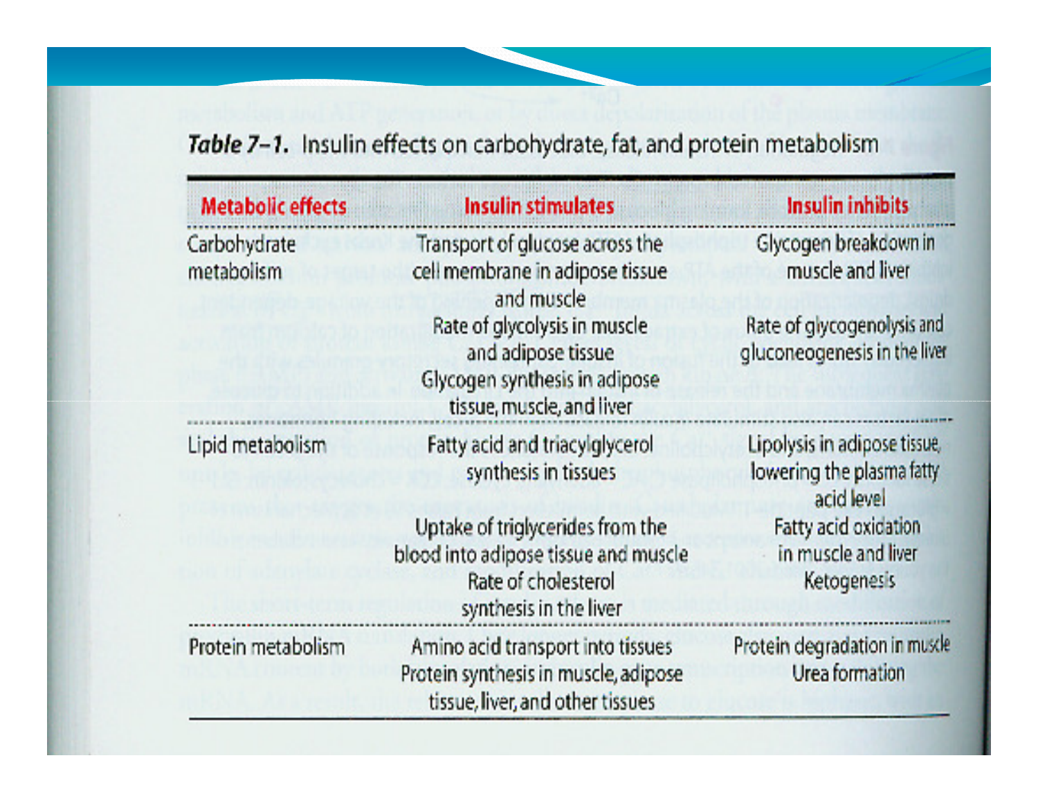*Table 7–1.* Insulin effects on carbohydrate, fat, and protein metabolism

| Metabolic effects | Insulin stimulates | Insulin inhibits |
|---|---|---|
| Carbohydrate metabolism | Transport of glucose across the cell membrane in adipose tissue and muscle<br>Rate of glycolysis in muscle and adipose tissue<br>Glycogen synthesis in adipose tissue, muscle, and liver | Glycogen breakdown in muscle and liver<br>Rate of glycogenolysis and gluconeogenesis in the liver |
| Lipid metabolism | Fatty acid and triacylglycerol synthesis in tissues<br>Uptake of triglycerides from the blood into adipose tissue and muscle<br>Rate of cholesterol synthesis in the liver | Lipolysis in adipose tissue, lowering the plasma fatty acid level<br>Fatty acid oxidation in muscle and liver<br>Ketogenesis |
| Protein metabolism | Amino acid transport into tissues<br>Protein synthesis in muscle, adipose tissue, liver, and other tissues | Protein degradation in muscle<br>Urea formation |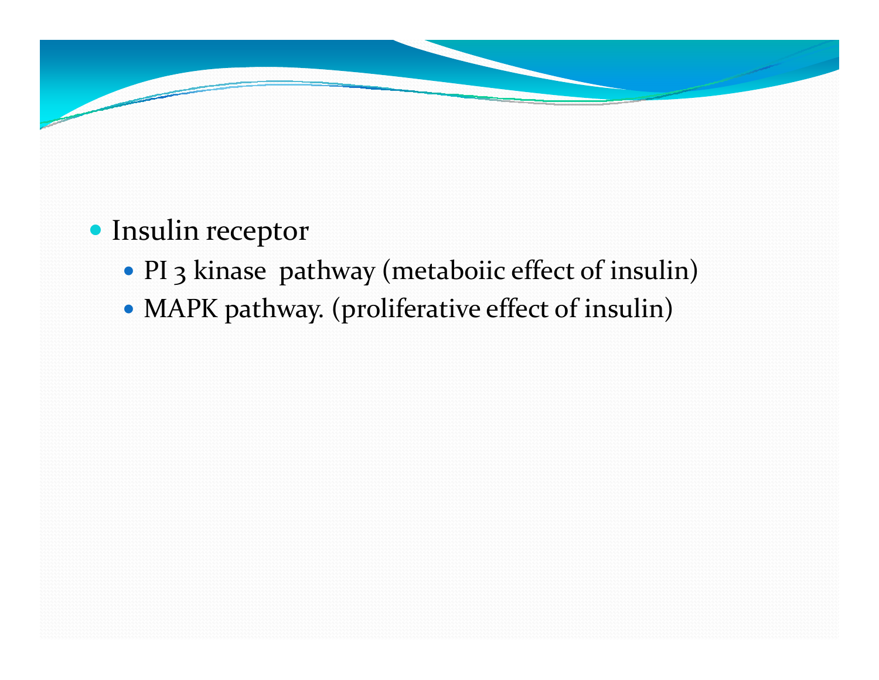- Insulin receptor
  - PI 3 kinase pathway (metaboiic effect of insulin)
  - MAPK pathway. (proliferative effect of insulin)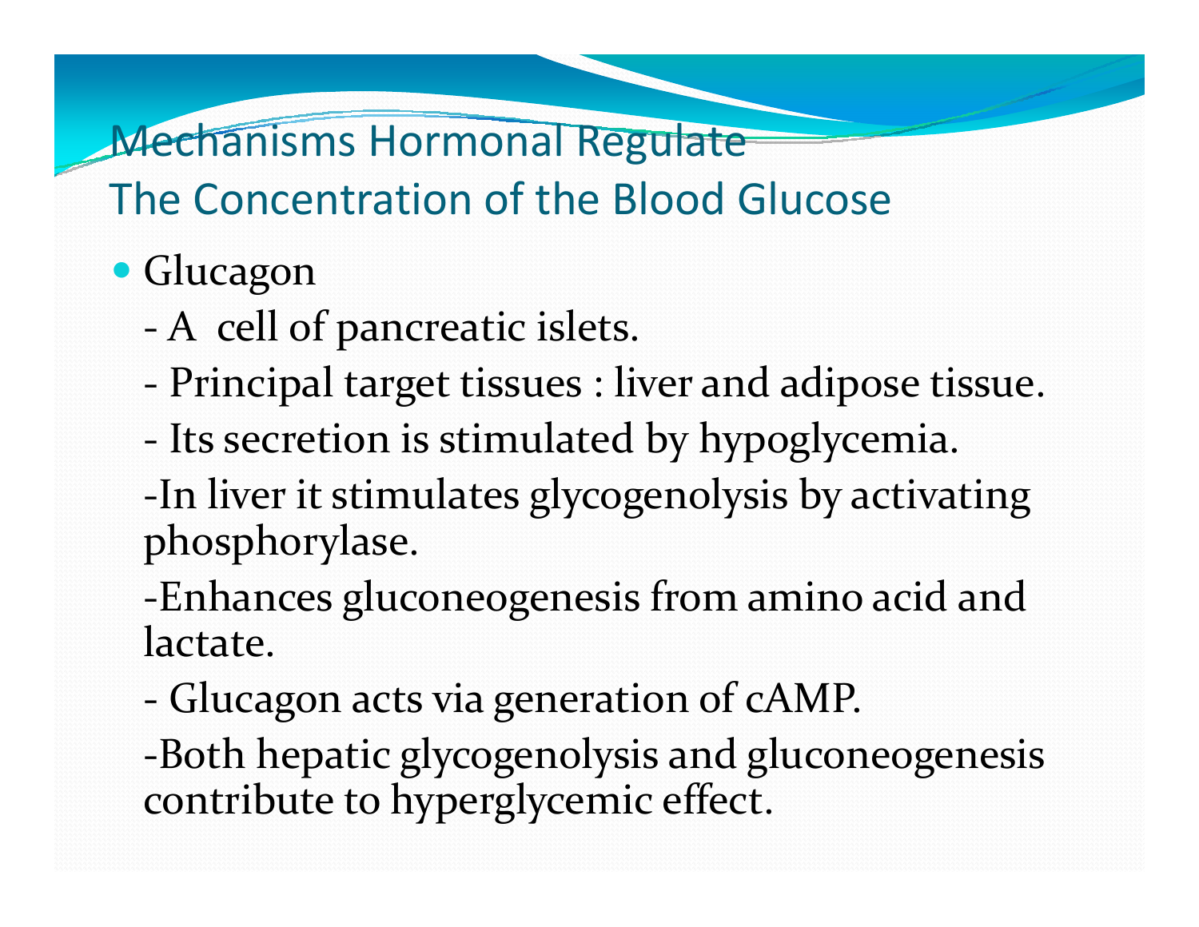# Mechanisms Hormonal Regulate The Concentration of the Blood Glucose

- Glucagon
  - A  cell of pancreatic islets.
  - Principal target tissues : liver and adipose tissue.
  - Its secretion is stimulated by hypoglycemia.
  - In liver it stimulates glycogenolysis by activating phosphorylase.
  - Enhances gluconeogenesis from amino acid and lactate.
  - Glucagon acts via generation of cAMP.
  - Both hepatic glycogenolysis and gluconeogenesis contribute to hyperglycemic effect.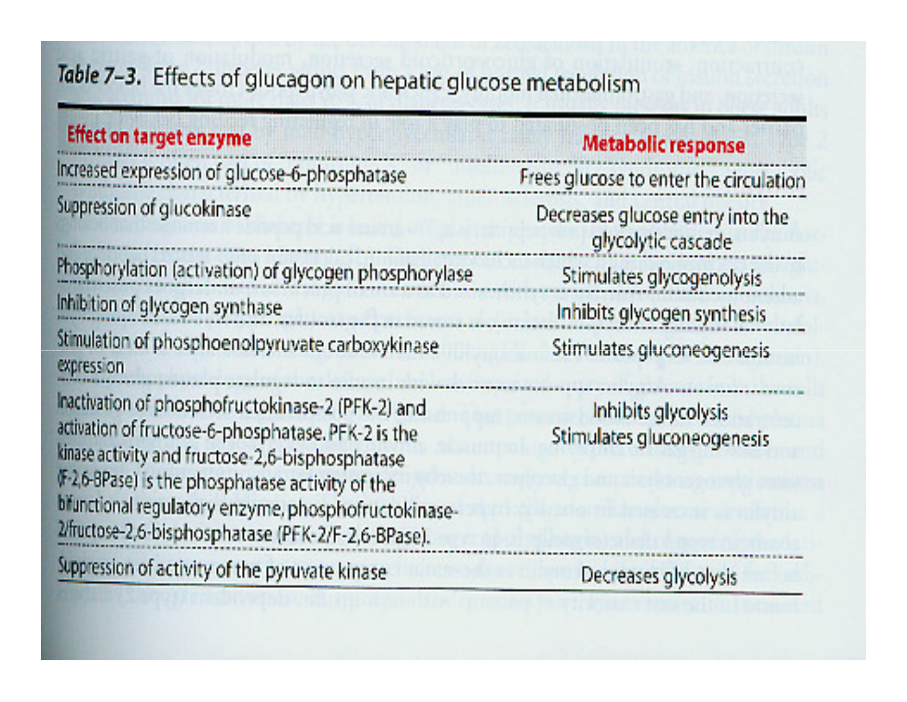***Table 7–3.*** Effects of glucagon on hepatic glucose metabolism

| Effect on target enzyme | Metabolic response |
| --- | --- |
| Increased expression of glucose-6-phosphatase | Frees glucose to enter the circulation |
| Suppression of glucokinase | Decreases glucose entry into the glycolytic cascade |
| Phosphorylation (activation) of glycogen phosphorylase | Stimulates glycogenolysis |
| Inhibition of glycogen synthase | Inhibits glycogen synthesis |
| Stimulation of phosphoenolpyruvate carboxykinase expression | Stimulates gluconeogenesis |
| Inactivation of phosphofructokinase-2 (PFK-2) and activation of fructose-6-phosphatase. PFK-2 is the kinase activity and fructose-2,6-bisphosphatase (F-2,6-BPase) is the phosphatase activity of the bifunctional regulatory enzyme, phosphofructokinase-2/fructose-2,6-bisphosphatase (PFK-2/F-2,6-BPase). | Inhibits glycolysis<br>Stimulates gluconeogenesis |
| Suppression of activity of the pyruvate kinase | Decreases glycolysis |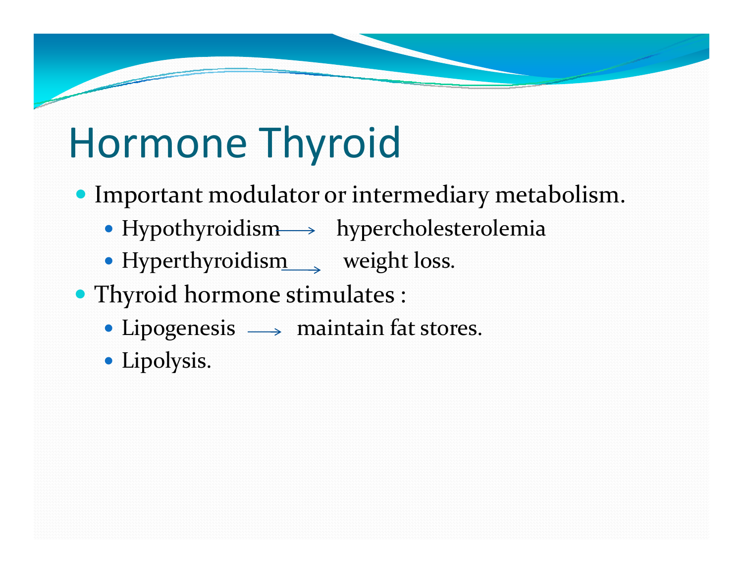# Hormone Thyroid

- Important modulator or intermediary metabolism.
  - Hypothyroidism → hypercholesterolemia
  - Hyperthyroidism → weight loss.
- Thyroid hormone stimulates :
  - Lipogenesis → maintain fat stores.
  - Lipolysis.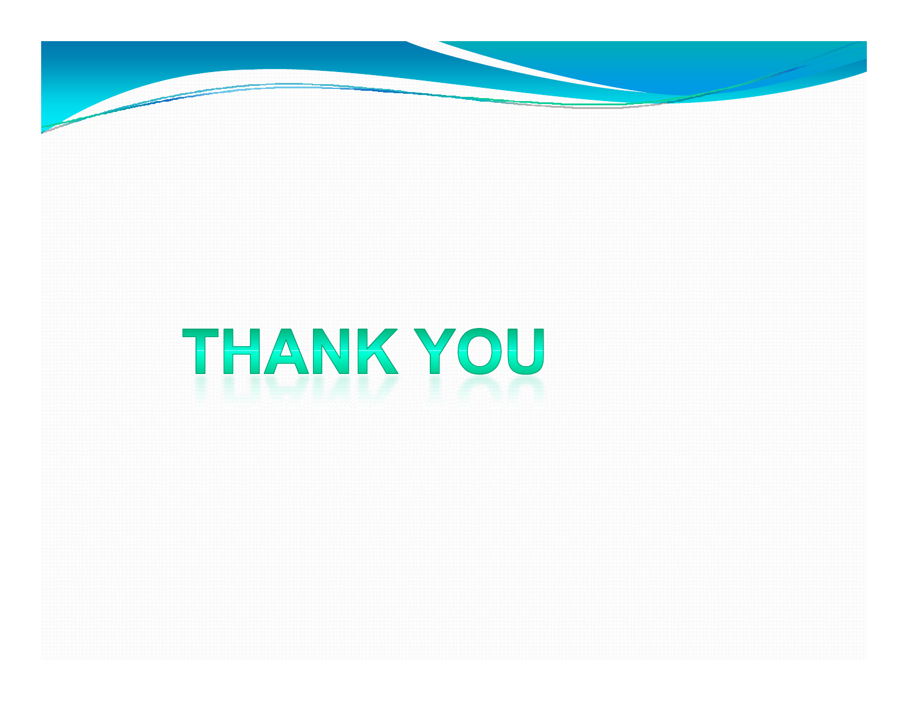# THANK YOU